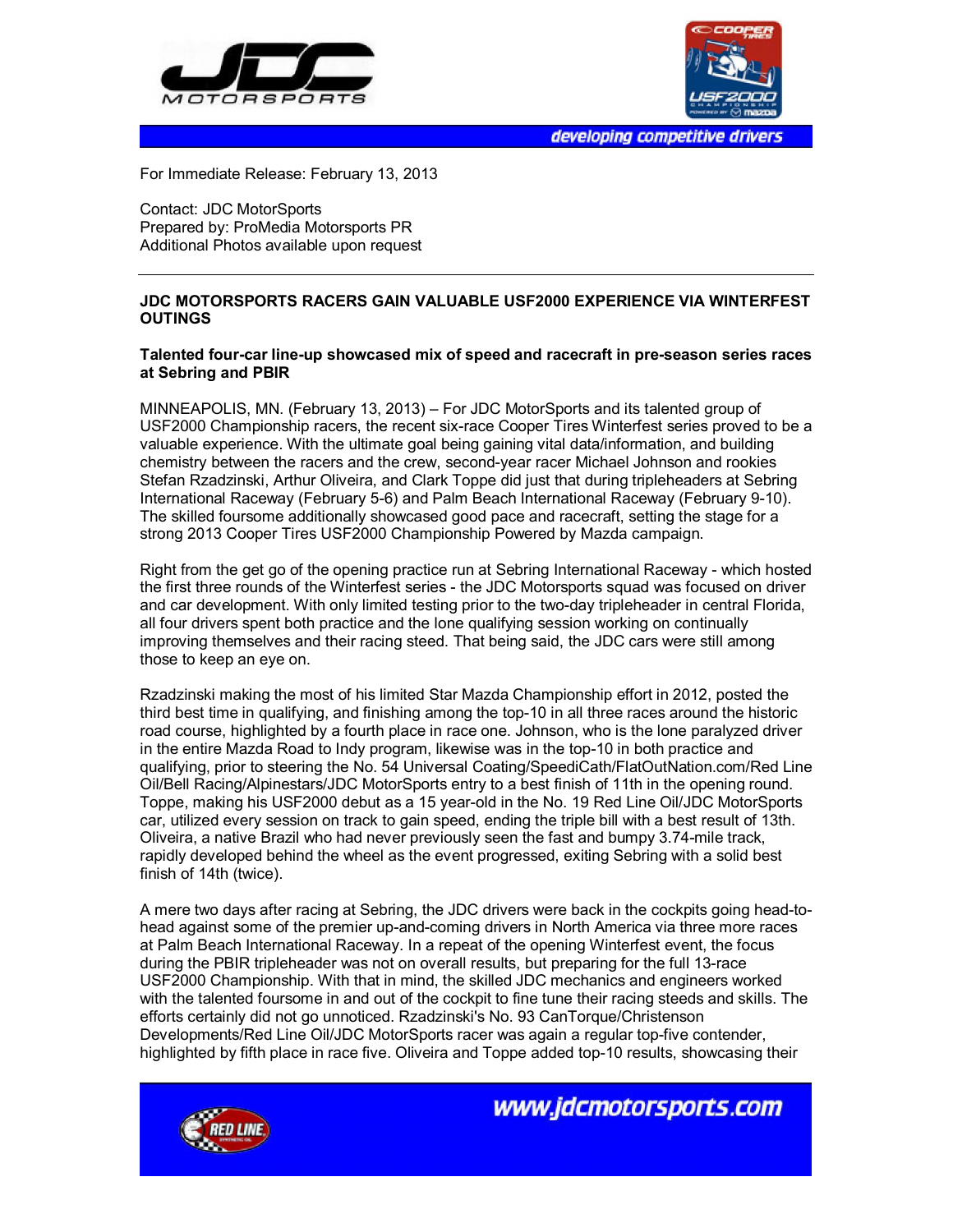For Immediate Release: February 13, 2013

Contact: JDC MotorSports
Prepared by: ProMedia Motorsports PR
Additional Photos available upon request

---

**JDC MOTORSPORTS RACERS GAIN VALUABLE USF2000 EXPERIENCE VIA WINTERFEST OUTINGS**

**Talented four-car line-up showcased mix of speed and racecraft in pre-season series races at Sebring and PBIR**

MINNEAPOLIS, MN. (February 13, 2013) – For JDC MotorSports and its talented group of USF2000 Championship racers, the recent six-race Cooper Tires Winterfest series proved to be a valuable experience. With the ultimate goal being gaining vital data/information, and building chemistry between the racers and the crew, second-year racer Michael Johnson and rookies Stefan Rzadzinski, Arthur Oliveira, and Clark Toppe did just that during tripleheaders at Sebring International Raceway (February 5-6) and Palm Beach International Raceway (February 9-10). The skilled foursome additionally showcased good pace and racecraft, setting the stage for a strong 2013 Cooper Tires USF2000 Championship Powered by Mazda campaign.

Right from the get go of the opening practice run at Sebring International Raceway - which hosted the first three rounds of the Winterfest series - the JDC Motorsports squad was focused on driver and car development. With only limited testing prior to the two-day tripleheader in central Florida, all four drivers spent both practice and the lone qualifying session working on continually improving themselves and their racing steed. That being said, the JDC cars were still among those to keep an eye on.

Rzadzinski making the most of his limited Star Mazda Championship effort in 2012, posted the third best time in qualifying, and finishing among the top-10 in all three races around the historic road course, highlighted by a fourth place in race one. Johnson, who is the lone paralyzed driver in the entire Mazda Road to Indy program, likewise was in the top-10 in both practice and qualifying, prior to steering the No. 54 Universal Coating/SpeediCath/FlatOutNation.com/Red Line Oil/Bell Racing/Alpinestars/JDC MotorSports entry to a best finish of 11th in the opening round. Toppe, making his USF2000 debut as a 15 year-old in the No. 19 Red Line Oil/JDC MotorSports car, utilized every session on track to gain speed, ending the triple bill with a best result of 13th. Oliveira, a native Brazil who had never previously seen the fast and bumpy 3.74-mile track, rapidly developed behind the wheel as the event progressed, exiting Sebring with a solid best finish of 14th (twice).

A mere two days after racing at Sebring, the JDC drivers were back in the cockpits going head-to-head against some of the premier up-and-coming drivers in North America via three more races at Palm Beach International Raceway. In a repeat of the opening Winterfest event, the focus during the PBIR tripleheader was not on overall results, but preparing for the full 13-race USF2000 Championship. With that in mind, the skilled JDC mechanics and engineers worked with the talented foursome in and out of the cockpit to fine tune their racing steeds and skills. The efforts certainly did not go unnoticed. Rzadzinski's No. 93 CanTorque/Christenson Developments/Red Line Oil/JDC MotorSports racer was again a regular top-five contender, highlighted by fifth place in race five. Oliveira and Toppe added top-10 results, showcasing their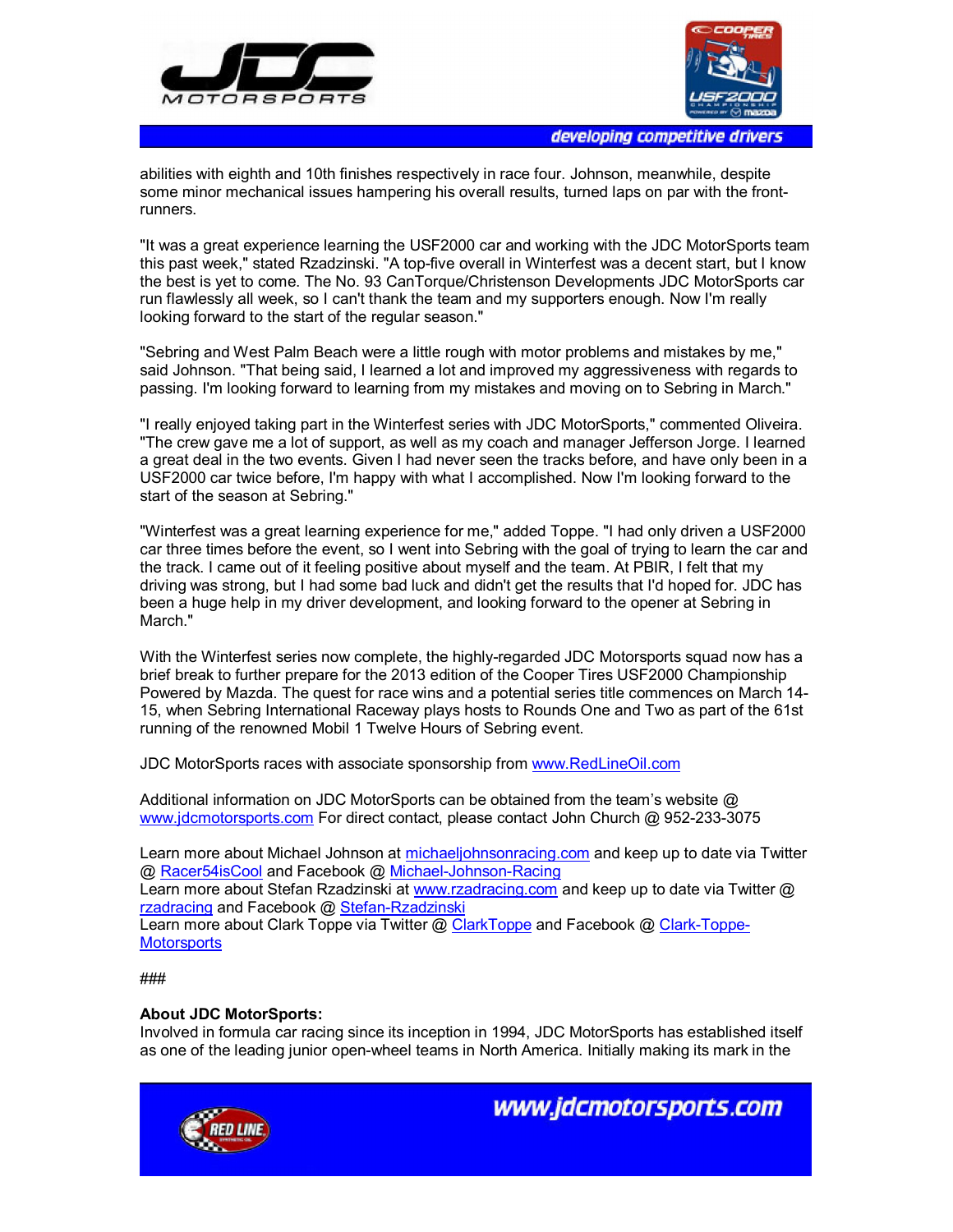abilities with eighth and 10th finishes respectively in race four. Johnson, meanwhile, despite some minor mechanical issues hampering his overall results, turned laps on par with the front-runners.

"It was a great experience learning the USF2000 car and working with the JDC MotorSports team this past week," stated Rzadzinski. "A top-five overall in Winterfest was a decent start, but I know the best is yet to come. The No. 93 CanTorque/Christenson Developments JDC MotorSports car run flawlessly all week, so I can't thank the team and my supporters enough. Now I'm really looking forward to the start of the regular season."

"Sebring and West Palm Beach were a little rough with motor problems and mistakes by me," said Johnson. "That being said, I learned a lot and improved my aggressiveness with regards to passing. I'm looking forward to learning from my mistakes and moving on to Sebring in March."

"I really enjoyed taking part in the Winterfest series with JDC MotorSports," commented Oliveira. "The crew gave me a lot of support, as well as my coach and manager Jefferson Jorge. I learned a great deal in the two events. Given I had never seen the tracks before, and have only been in a USF2000 car twice before, I'm happy with what I accomplished. Now I'm looking forward to the start of the season at Sebring."

"Winterfest was a great learning experience for me," added Toppe. "I had only driven a USF2000 car three times before the event, so I went into Sebring with the goal of trying to learn the car and the track. I came out of it feeling positive about myself and the team. At PBIR, I felt that my driving was strong, but I had some bad luck and didn't get the results that I'd hoped for. JDC has been a huge help in my driver development, and looking forward to the opener at Sebring in March."

With the Winterfest series now complete, the highly-regarded JDC Motorsports squad now has a brief break to further prepare for the 2013 edition of the Cooper Tires USF2000 Championship Powered by Mazda. The quest for race wins and a potential series title commences on March 14-15, when Sebring International Raceway plays hosts to Rounds One and Two as part of the 61st running of the renowned Mobil 1 Twelve Hours of Sebring event.

JDC MotorSports races with associate sponsorship from www.RedLineOil.com

Additional information on JDC MotorSports can be obtained from the team's website @ www.jdcmotorsports.com For direct contact, please contact John Church @ 952-233-3075

Learn more about Michael Johnson at michaeljohnsonracing.com and keep up to date via Twitter @ Racer54isCool and Facebook @ Michael-Johnson-Racing
Learn more about Stefan Rzadzinski at www.rzadracing.com and keep up to date via Twitter @ rzadracing and Facebook @ Stefan-Rzadzinski
Learn more about Clark Toppe via Twitter @ ClarkToppe and Facebook @ Clark-Toppe-Motorsports

###

**About JDC MotorSports:**
Involved in formula car racing since its inception in 1994, JDC MotorSports has established itself as one of the leading junior open-wheel teams in North America. Initially making its mark in the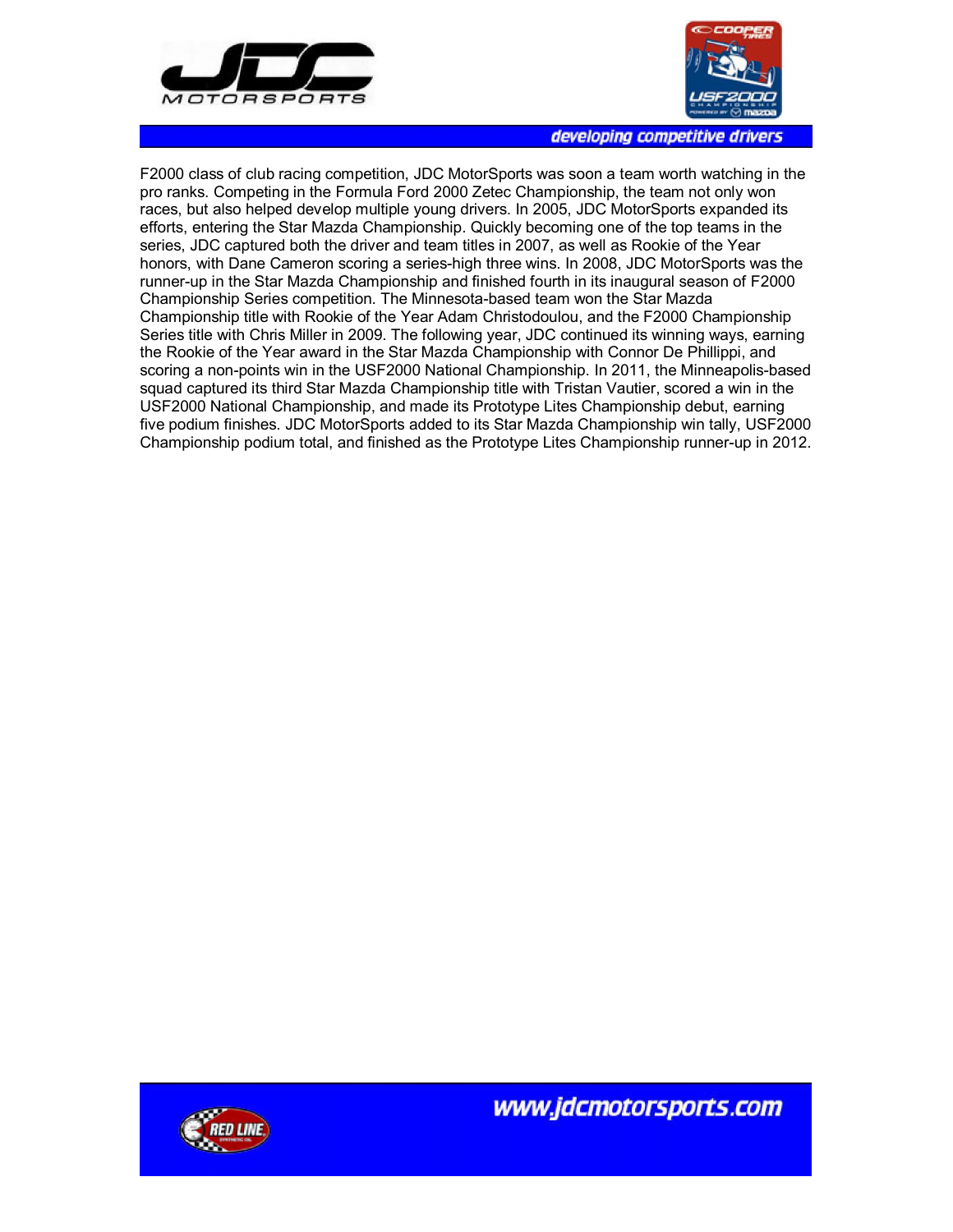F2000 class of club racing competition, JDC MotorSports was soon a team worth watching in the pro ranks. Competing in the Formula Ford 2000 Zetec Championship, the team not only won races, but also helped develop multiple young drivers. In 2005, JDC MotorSports expanded its efforts, entering the Star Mazda Championship. Quickly becoming one of the top teams in the series, JDC captured both the driver and team titles in 2007, as well as Rookie of the Year honors, with Dane Cameron scoring a series-high three wins. In 2008, JDC MotorSports was the runner-up in the Star Mazda Championship and finished fourth in its inaugural season of F2000 Championship Series competition. The Minnesota-based team won the Star Mazda Championship title with Rookie of the Year Adam Christodoulou, and the F2000 Championship Series title with Chris Miller in 2009. The following year, JDC continued its winning ways, earning the Rookie of the Year award in the Star Mazda Championship with Connor De Phillippi, and scoring a non-points win in the USF2000 National Championship. In 2011, the Minneapolis-based squad captured its third Star Mazda Championship title with Tristan Vautier, scored a win in the USF2000 National Championship, and made its Prototype Lites Championship debut, earning five podium finishes. JDC MotorSports added to its Star Mazda Championship win tally, USF2000 Championship podium total, and finished as the Prototype Lites Championship runner-up in 2012.